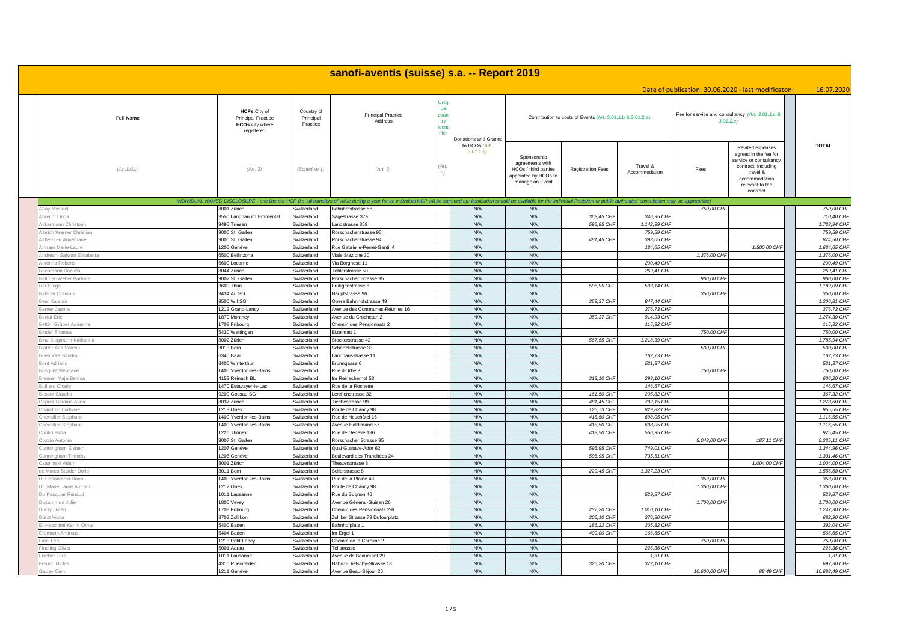# sanofi-aventis (suisse) s.a. -- Report 2019

Date of publication: 30.06.2020 - last modificaton: 16.07.2020

| Full Name | HCPs: City of Principal Practice HCOs: city where registered | Country of Principal Practice | Principal Practice Address | Unique country identifier | Donations and Grants to HCOs (Art. 3.01.1.a) | Contribution to costs of Events (Art. 3.01.1.b & 3.01.2.a) | | | Fee for service and consultancy (Art. 3.01.1.c & 3.01.2.c) | | TOTAL |
|---|---|---|---|---|---|---|---|---|---|---|---|
| (Art.1.01) | (Art. 3) | (Schedule 1) | (Art. 3) | (Art. 3) | | Sponsorship agreements with HCOs / third parties appointed by HCOs to manage an Event | Registration Fees | Travel & Accommodation | Fees | Related expenses agreed in the fee for service or consultancy contract, including travel & accommodation relevant to the contract | |
| *INDIVIDUAL NAMED DISCLOSURE - one line per HCP (i.e. all transfers of value during a year for an individual HCP will be summed up: itemization should be available for the individual Recipient or public authorities' consultation only, as appropriate)* | | | | | | | | | | | |
| Abay Michael | 8001 Zürich | Switzerland | Bahnhofstrasse 56 | | N/A | N/A | | | 750,00 CHF | | 750,00 CHF |
| Abrecht Linda | 3550 Langnau im Emmental | Switzerland | Sägestrasse 37a | | N/A | N/A | 363,45 CHF | 346,95 CHF | | | 710,40 CHF |
| Ackermann Christoph | 9495 Triesen | Switzerland | Landstrasse 359 | | N/A | N/A | 595,95 CHF | 1.142,99 CHF | | | 1.738,94 CHF |
| Albrich Werner Christian | 9000 St. Gallen | Switzerland | Rorschacherstrasse 95 | | N/A | N/A | | 759,59 CHF | | | 759,59 CHF |
| Alther-Leu Annemarie | 9000 St. Gallen | Switzerland | Rorschacherstrasse 94 | | N/A | N/A | 481,45 CHF | 393,05 CHF | | | 874,50 CHF |
| Amram Marie-Laure | 1205 Genève | Switzerland | Rue Gabrielle-Perret-Gentil 4 | | N/A | N/A | | 134,65 CHF | | 1.500,00 CHF | 1.634,65 CHF |
| Andreani Safwan Elisabetta | 6500 Bellinzona | Switzerland | Viale Stazione 30 | | N/A | N/A | | | 1.376,00 CHF | | 1.376,00 CHF |
| Antenna Roberto | 6600 Locarno | Switzerland | Via Borghese 11 | | N/A | N/A | | 200,49 CHF | | | 200,49 CHF |
| Bachmann Daniela | 8044 Zürich | Switzerland | Toblerstrasse 50 | | N/A | N/A | | 269,41 CHF | | | 269,41 CHF |
| Ballmer-Weber Barbara | 9007 St. Gallen | Switzerland | Rorschacher Strasse 95 | | N/A | N/A | | | 960,00 CHF | | 960,00 CHF |
| Bär Diego | 3600 Thun | Switzerland | Frutigenstrasse 6 | | N/A | N/A | 595,95 CHF | 593,14 CHF | | | 1.189,09 CHF |
| Batliner Dominik | 9434 Au SG | Switzerland | Hauptstrasse 96 | | N/A | N/A | | | 350,00 CHF | | 350,00 CHF |
| Beer Karsten | 9500 Wil SG | Switzerland | Obere Bahnhofstrasse 49 | | N/A | N/A | 359,37 CHF | 847,44 CHF | | | 1.206,81 CHF |
| Berner Jeanne | 1212 Grand-Lancy | Switzerland | Avenue des Communes-Réunies 16 | | N/A | N/A | | 276,73 CHF | | | 276,73 CHF |
| Berrut Eric | 1870 Monthey | Switzerland | Avenue du Crochetan 2 | | N/A | N/A | 359,37 CHF | 914,93 CHF | | | 1.274,30 CHF |
| Bettini Grüber Adrienne | 1708 Fribourg | Switzerland | Chemin des Pensionnats 2 | | N/A | N/A | | 115,32 CHF | | | 115,32 CHF |
| Binder Thomas | 5430 Wettingen | Switzerland | Etzelmatt 1 | | N/A | N/A | | | 750,00 CHF | | 750,00 CHF |
| Binz-Siegmann Katharina | 8002 Zürich | Switzerland | Stockerstrasse 42 | | N/A | N/A | 567,55 CHF | 1.218,39 CHF | | | 1.785,94 CHF |
| Blatter Arifi Verena | 3013 Bern | Switzerland | Schänzlistrasse 33 | | N/A | N/A | | | 500,00 CHF | | 500,00 CHF |
| Boehncke Sandra | 6340 Baar | Switzerland | Landhausstrasse 11 | | N/A | N/A | | 162,73 CHF | | | 162,73 CHF |
| Bont Adriano | 8400 Winterthur | Switzerland | Brunngasse 6 | | N/A | N/A | | 521,37 CHF | | | 521,37 CHF |
| Bosquet Stéphane | 1400 Yverdon-les-Bains | Switzerland | Rue d'Orbe 3 | | N/A | N/A | | | 750,00 CHF | | 750,00 CHF |
| Brenner Maja-Bettina | 4153 Reinach BL | Switzerland | Im Reinacherhof 53 | | N/A | N/A | 313,10 CHF | 293,10 CHF | | | 606,20 CHF |
| Bulliard Charly | 1470 Estavayer-le-Lac | Switzerland | Rue de la Rochette | | N/A | N/A | | 146,67 CHF | | | 146,67 CHF |
| Büsser Claudio | 9200 Gossau SG | Switzerland | Lerchenstrasse 32 | | N/A | N/A | 161,50 CHF | 205,82 CHF | | | 367,32 CHF |
| Caprez Seraina Anna | 8037 Zürich | Switzerland | Tièchestrasse 99 | | N/A | N/A | 481,45 CHF | 792,15 CHF | | | 1.273,60 CHF |
| Chaudron Ludivine | 1213 Onex | Switzerland | Route de Chancy 98 | | N/A | N/A | 125,73 CHF | 829,82 CHF | | | 955,55 CHF |
| Chevallier Stephane | 1400 Yverdon-les-Bains | Switzerland | Rue de Neuchâtel 16 | | N/A | N/A | 418,50 CHF | 698,05 CHF | | | 1.116,55 CHF |
| Chevallier Stéphane | 1400 Yverdon-les-Bains | Switzerland | Avenue Haldimand 57 | | N/A | N/A | 418,50 CHF | 698,05 CHF | | | 1.116,55 CHF |
| Conti Letizia | 1226 Thônex | Switzerland | Rue de Genève 136 | | N/A | N/A | 418,50 CHF | 556,95 CHF | | | 975,45 CHF |
| Cozzio Antonio | 9007 St. Gallen | Switzerland | Rorschacher Strasse 95 | | N/A | N/A | | | 5.048,00 CHF | 187,11 CHF | 5.235,11 CHF |
| Cunningham Elsbeth | 1207 Genève | Switzerland | Quai Gustave-Ador 62 | | N/A | N/A | 595,95 CHF | 749,01 CHF | | | 1.344,96 CHF |
| Cunningham Timothy | 1206 Genève | Switzerland | Boulevard des Tranchées 24 | | N/A | N/A | 595,95 CHF | 735,51 CHF | | | 1.331,46 CHF |
| Czaplinski Adam | 8001 Zürich | Switzerland | Theaterstrasse 8 | | N/A | N/A | | | | 1.004,00 CHF | 1.004,00 CHF |
| de Marco Stalder Doris | 3011 Bern | Switzerland | Seilerstrasse 8 | | N/A | N/A | 229,45 CHF | 1.327,23 CHF | | | 1.556,68 CHF |
| Di Carlantonio Dario | 1400 Yverdon-les-Bains | Switzerland | Rue de la Plaine 43 | | N/A | N/A | | | 353,00 CHF | | 353,00 CHF |
| Dr. Marie Laure Amram | 1212 Onex | Switzerland | Route de Chancy 98 | | N/A | N/A | | | 1.360,00 CHF | | 1.360,00 CHF |
| Du Pasquier Renaud | 1011 Lausanne | Switzerland | Rue du Bugnon 46 | | N/A | N/A | | 529,87 CHF | | | 529,87 CHF |
| Ducommun Julien | 1800 Vevey | Switzerland | Avenue Général-Guisan 26 | | N/A | N/A | | | 1.700,00 CHF | | 1.700,00 CHF |
| Ducry Julien | 1708 Fribourg | Switzerland | Chemin des Pensionnats 2-6 | | N/A | N/A | 237,20 CHF | 1.010,10 CHF | | | 1.247,30 CHF |
| Dürst Victor | 8702 Zollikon | Switzerland | Zolliker Strasse 79 Dufourplatz | | N/A | N/A | 306,10 CHF | 376,80 CHF | | | 682,90 CHF |
| El-Haschimi Karim Omar | 5400 Baden | Switzerland | Bahnhofplatz 1 | | N/A | N/A | 186,22 CHF | 205,82 CHF | | | 392,04 CHF |
| Erdmann Andreas | 5404 Baden | Switzerland | Im Ergel 1 | | N/A | N/A | 400,00 CHF | 166,65 CHF | | | 566,65 CHF |
| Finci Léo | 1213 Petit-Lancy | Switzerland | Chemin de la Caroline 2 | | N/A | N/A | | | 750,00 CHF | | 750,00 CHF |
| Findling Oliver | 5001 Aarau | Switzerland | Tellstrasse | | N/A | N/A | | 226,36 CHF | | | 226,36 CHF |
| Fischer Lara | 1011 Lausanne | Switzerland | Avenue de Beaumont 29 | | N/A | N/A | | 1,31 CHF | | | 1,31 CHF |
| Freund Niclas | 4310 Rheinfelden | Switzerland | Habich-Dietschy-Strasse 18 | | N/A | N/A | 325,20 CHF | 372,10 CHF | | | 697,30 CHF |
| Gabay Cem | 1211 Genève | Switzerland | Avenue Beau-Séjour 26 | | N/A | N/A | | | 10.600,00 CHF | 88,49 CHF | 10.688,49 CHF |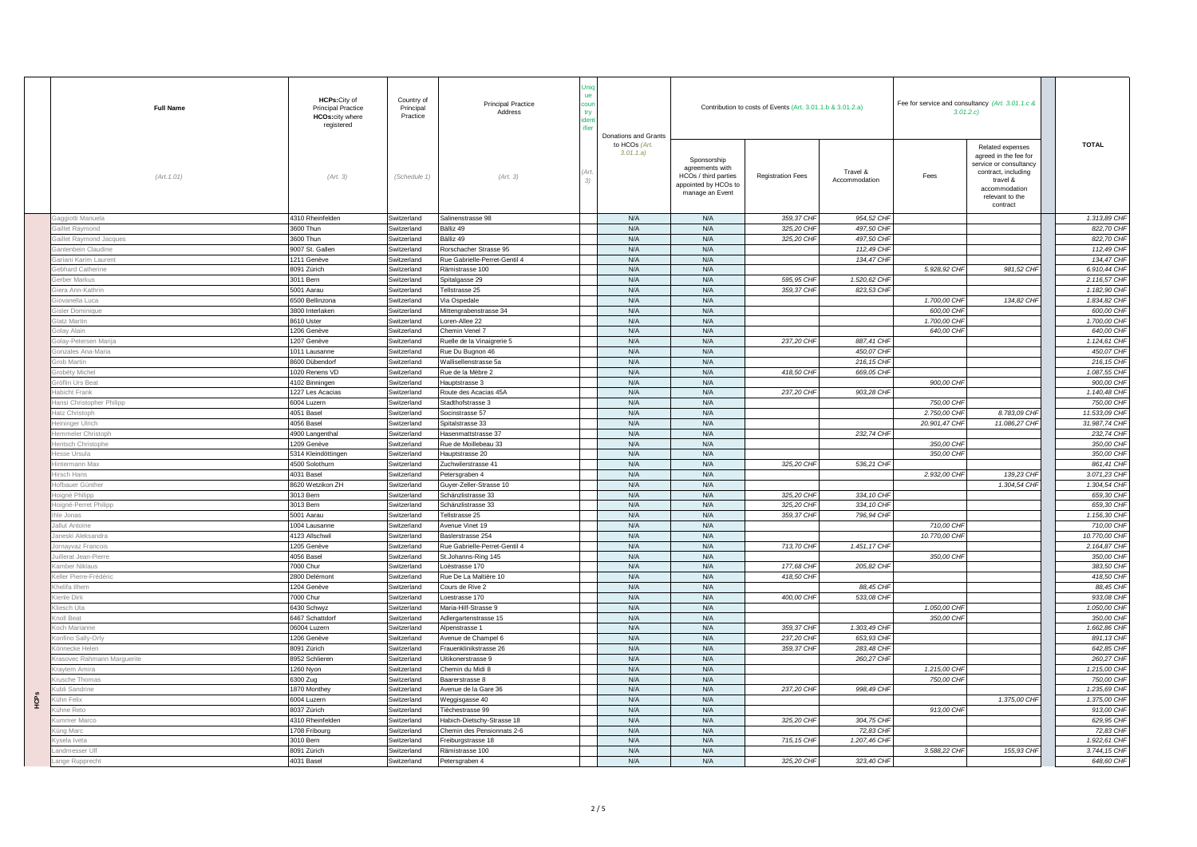| | Full Name | HCPs: City of Principal Practice HCOs: city where registered | Country of Principal Practice | Principal Practice Address | Unique country identifier | Donations and Grants to HCOs (Art. 3.01.1.a) | Contribution to costs of Events (Art. 3.01.1.b & 3.01.2.a) | | | Fee for service and consultancy (Art. 3.01.1.c & 3.01.2.c) | | | TOTAL |
|---|---|---|---|---|---|---|---|---|---|---|---|---|---|
| | (Art. 1.01) | (Art. 3) | (Schedule 1) | (Art. 3) | (Art. 3) | | Sponsorship agreements with HCOs / third parties appointed by HCOs to manage an Event | Registration Fees | Travel & Accommodation | Fees | Related expenses agreed in the fee for service or consultancy contract, including travel & accommodation relevant to the contract | | |
| HCPs | Gaggiotti Manuela | 4310 Rheinfelden | Switzerland | Salinenstrasse 98 | | N/A | N/A | 359,37 CHF | 954,52 CHF | | | | 1.313,89 CHF |
| | Gaillet Raymond | 3600 Thun | Switzerland | Bälliz 49 | | N/A | N/A | 325,20 CHF | 497,50 CHF | | | | 822,70 CHF |
| | Gaillet Raymond Jacques | 3600 Thun | Switzerland | Bälliz 49 | | N/A | N/A | 325,20 CHF | 497,50 CHF | | | | 822,70 CHF |
| | Gantenbein Claudine | 9007 St. Gallen | Switzerland | Rorschacher Strasse 95 | | N/A | N/A | | 112,49 CHF | | | | 112,49 CHF |
| | Gariani Karim Laurent | 1211 Genève | Switzerland | Rue Gabrielle-Perret-Gentil 4 | | N/A | N/A | | 134,47 CHF | | | | 134,47 CHF |
| | Gebhard Catherine | 8091 Zürich | Switzerland | Rämistrasse 100 | | N/A | N/A | | | 5.928,92 CHF | 981,52 CHF | | 6.910,44 CHF |
| | Gerber Markus | 3011 Bern | Switzerland | Spitalgasse 29 | | N/A | N/A | 595,95 CHF | 1.520,62 CHF | | | | 2.116,57 CHF |
| | Giera Ann-Kathrin | 5001 Aarau | Switzerland | Tellstrasse 25 | | N/A | N/A | 359,37 CHF | 823,53 CHF | | | | 1.182,90 CHF |
| | Giovanella Luca | 6500 Bellinzona | Switzerland | Via Ospedale | | N/A | N/A | | | 1.700,00 CHF | 134,82 CHF | | 1.834,82 CHF |
| | Gisler Dominique | 3800 Interlaken | Switzerland | Mittengrabenstrasse 34 | | N/A | N/A | | | 600,00 CHF | | | 600,00 CHF |
| | Glatz Martin | 8610 Uster | Switzerland | Loren-Allee 22 | | N/A | N/A | | | 1.700,00 CHF | | | 1.700,00 CHF |
| | Golay Alain | 1206 Genève | Switzerland | Chemin Venel 7 | | N/A | N/A | | | 640,00 CHF | | | 640,00 CHF |
| | Golay-Petersen Marija | 1207 Genève | Switzerland | Ruelle de la Vinaigrerie 5 | | N/A | N/A | 237,20 CHF | 887,41 CHF | | | | 1.124,61 CHF |
| | Gonzales Ana-Maria | 1011 Lausanne | Switzerland | Rue Du Bugnon 46 | | N/A | N/A | | 450,07 CHF | | | | 450,07 CHF |
| | Grob Martin | 8600 Dübendorf | Switzerland | Wallisellenstrasse 5a | | N/A | N/A | | 216,15 CHF | | | | 216,15 CHF |
| | Grobéty Michel | 1020 Renens VD | Switzerland | Rue de la Mèbre 2 | | N/A | N/A | 418,50 CHF | 669,05 CHF | | | | 1.087,55 CHF |
| | Gröflin Urs Beat | 4102 Binningen | Switzerland | Hauptstrasse 3 | | N/A | N/A | | | 900,00 CHF | | | 900,00 CHF |
| | Habicht Frank | 1227 Les Acacias | Switzerland | Route des Acacias 45A | | N/A | N/A | 237,20 CHF | 903,28 CHF | | | | 1.140,48 CHF |
| | Hansi Christopher Philipp | 6004 Luzern | Switzerland | Stadthofstrasse 3 | | N/A | N/A | | | 750,00 CHF | | | 750,00 CHF |
| | Hatz Christoph | 4051 Basel | Switzerland | Socinstrasse 57 | | N/A | N/A | | | 2.750,00 CHF | 8.783,09 CHF | | 11.533,09 CHF |
| | Heininger Ulrich | 4056 Basel | Switzerland | Spitalstrasse 33 | | N/A | N/A | | | 20.901,47 CHF | 11.086,27 CHF | | 31.987,74 CHF |
| | Hemmeler Christoph | 4900 Langenthal | Switzerland | Hasenmattstrasse 37 | | N/A | N/A | | 232,74 CHF | | | | 232,74 CHF |
| | Hentsch Christophe | 1209 Genève | Switzerland | Rue de Moillebeau 33 | | N/A | N/A | | | 350,00 CHF | | | 350,00 CHF |
| | Hesse Ursula | 5314 Kleindöttingen | Switzerland | Hauptstrasse 20 | | N/A | N/A | | | 350,00 CHF | | | 350,00 CHF |
| | Hintermann Max | 4500 Solothurn | Switzerland | Zuchwilerstrasse 41 | | N/A | N/A | 325,20 CHF | 536,21 CHF | | | | 861,41 CHF |
| | Hirsch Hans | 4031 Basel | Switzerland | Petersgraben 4 | | N/A | N/A | | | 2.932,00 CHF | 139,23 CHF | | 3.071,23 CHF |
| | Hofbauer Günther | 8620 Wetzikon ZH | Switzerland | Guyer-Zeller-Strasse 10 | | N/A | N/A | | | | 1.304,54 CHF | | 1.304,54 CHF |
| | Hoigné Philipp | 3013 Bern | Switzerland | Schänzlistrasse 33 | | N/A | N/A | 325,20 CHF | 334,10 CHF | | | | 659,30 CHF |
| | Hoigné-Perret Philipp | 3013 Bern | Switzerland | Schänzlistrasse 33 | | N/A | N/A | 325,20 CHF | 334,10 CHF | | | | 659,30 CHF |
| | Ihle Jonas | 5001 Aarau | Switzerland | Tellstrasse 25 | | N/A | N/A | 359,37 CHF | 796,94 CHF | | | | 1.156,30 CHF |
| | Jallut Antoine | 1004 Lausanne | Switzerland | Avenue Vinet 19 | | N/A | N/A | | | 710,00 CHF | | | 710,00 CHF |
| | Janeski Aleksandra | 4123 Allschwil | Switzerland | Baslerstrasse 254 | | N/A | N/A | | | 10.770,00 CHF | | | 10.770,00 CHF |
| | Jornayvaz Francois | 1205 Genève | Switzerland | Rue Gabrielle-Perret-Gentil 4 | | N/A | N/A | 713,70 CHF | 1.451,17 CHF | | | | 2.164,87 CHF |
| | Juillerat Jean-Pierre | 4056 Basel | Switzerland | St.Johanns-Ring 145 | | N/A | N/A | | | 350,00 CHF | | | 350,00 CHF |
| | Kamber Niklaus | 7000 Chur | Switzerland | Loëstrasse 170 | | N/A | N/A | 177,68 CHF | 205,82 CHF | | | | 383,50 CHF |
| | Keller Pierre-Frédéric | 2800 Delémont | Switzerland | Rue De La Maltière 10 | | N/A | N/A | 418,50 CHF | | | | | 418,50 CHF |
| | Khelifa Ilhem | 1204 Genève | Switzerland | Cours de Rive 2 | | N/A | N/A | | 88,45 CHF | | | | 88,45 CHF |
| | Kienle Dirk | 7000 Chur | Switzerland | Loestrasse 170 | | N/A | N/A | 400,00 CHF | 533,08 CHF | | | | 933,08 CHF |
| | Kliesch Uta | 6430 Schwyz | Switzerland | Maria-Hilf-Strasse 9 | | N/A | N/A | | | 1.050,00 CHF | | | 1.050,00 CHF |
| | Knoll Beat | 6467 Schattdorf | Switzerland | Adlergartenstrasse 15 | | N/A | N/A | | | 350,00 CHF | | | 350,00 CHF |
| | Koch Marianne | 06004 Luzern | Switzerland | Alpenstrasse 1 | | N/A | N/A | 359,37 CHF | 1.303,49 CHF | | | | 1.662,86 CHF |
| | Konfino Sally-Orly | 1206 Genève | Switzerland | Avenue de Champel 6 | | N/A | N/A | 237,20 CHF | 653,93 CHF | | | | 891,13 CHF |
| | Könnecke Helen | 8091 Zürich | Switzerland | Frauenklinikstrasse 26 | | N/A | N/A | 359,37 CHF | 283,48 CHF | | | | 642,85 CHF |
| | Krasovec Rahmann Marguerite | 8952 Schlieren | Switzerland | Ultikonerstrasse 9 | | N/A | N/A | | 260,27 CHF | | | | 260,27 CHF |
| | Kraytem Amira | 1260 Nyon | Switzerland | Chemin du Midi 8 | | N/A | N/A | | | 1.215,00 CHF | | | 1.215,00 CHF |
| | Krusche Thomas | 6300 Zug | Switzerland | Baarerstrasse 8 | | N/A | N/A | | | 750,00 CHF | | | 750,00 CHF |
| | Kubli Sandrine | 1870 Monthey | Switzerland | Avenue de la Gare 36 | | N/A | N/A | 237,20 CHF | 998,49 CHF | | | | 1.235,69 CHF |
| | Kühn Felix | 6004 Luzern | Switzerland | Weggisgasse 40 | | N/A | N/A | | | | 1.375,00 CHF | | 1.375,00 CHF |
| | Kühne Reto | 8037 Zürich | Switzerland | Tièchestrasse 99 | | N/A | N/A | | | 913,00 CHF | | | 913,00 CHF |
| | Kummer Marco | 4310 Rheinfelden | Switzerland | Habich-Dietschy-Strasse 18 | | N/A | N/A | 325,20 CHF | 304,75 CHF | | | | 629,95 CHF |
| | Küng Marc | 1708 Fribourg | Switzerland | Chemin des Pensionnats 2-6 | | N/A | N/A | | 72,83 CHF | | | | 72,83 CHF |
| | Kysela Iveta | 3010 Bern | Switzerland | Freiburgstrasse 18 | | N/A | N/A | 715,15 CHF | 1.207,46 CHF | | | | 1.922,61 CHF |
| | Landmesser Ulf | 8091 Zürich | Switzerland | Rämistrasse 100 | | N/A | N/A | | | 3.588,22 CHF | 155,93 CHF | | 3.744,15 CHF |
| | Lange Rupprecht | 4031 Basel | Switzerland | Petersgraben 4 | | N/A | N/A | 325,20 CHF | 323,40 CHF | | | | 648,60 CHF |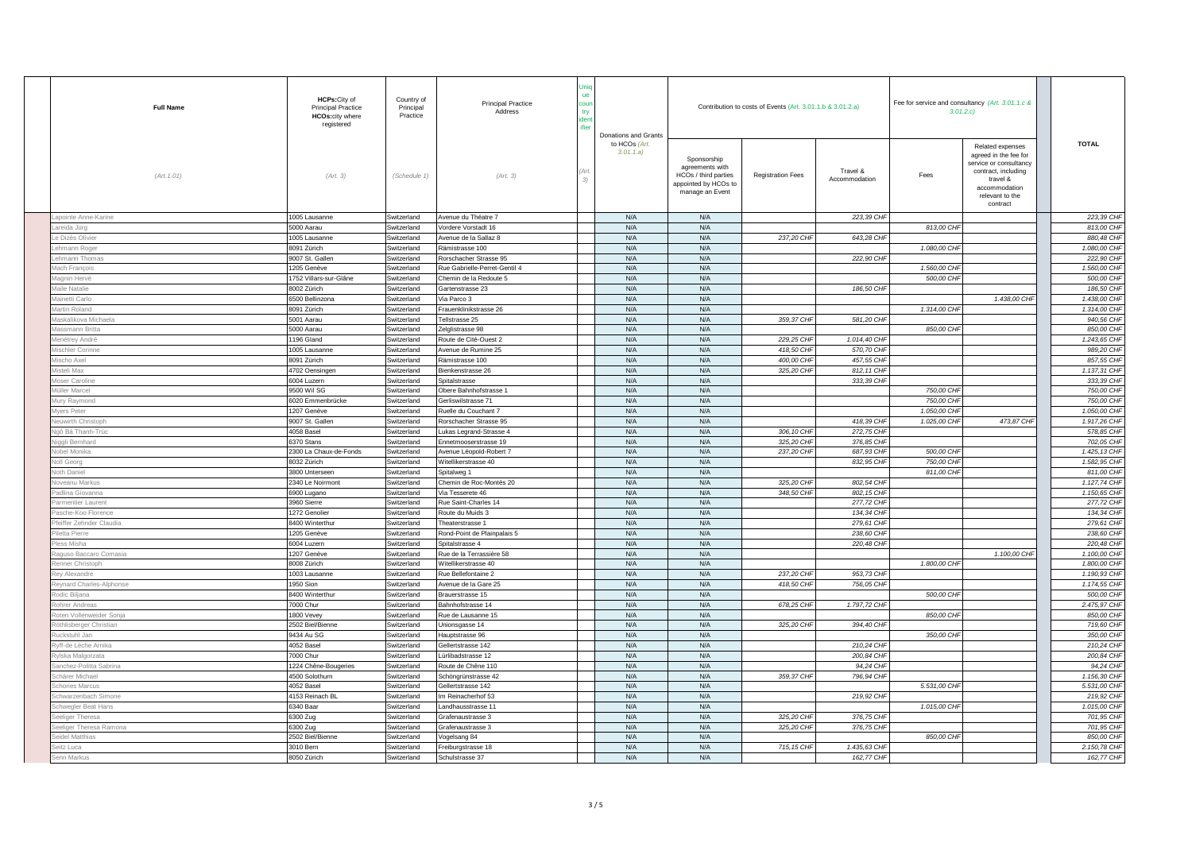| Full Name | HCPs:City of Principal Practice HCOs:city where registered | Country of Principal Practice | Principal Practice Address | Unique country identifier | Donations and Grants to HCOs (Art. 3.01.1.a) | Contribution to costs of Events (Art. 3.01.1.b & 3.01.2.a) | | | Fee for service and consultancy (Art. 3.01.1.c & 3.01.2.c) | | TOTAL |
|---|---|---|---|---|---|---|---|---|---|---|---|
| (Art.1.01) | (Art. 3) | (Schedule 1) | (Art. 3) | (Art. 3) | | Sponsorship agreements with HCOs / third parties appointed by HCOs to manage an Event | Registration Fees | Travel & Accommodation | Fees | Related expenses agreed in the fee for service or consultancy contract, including travel & accommodation relevant to the contract | |
| Lapointe Anne-Karine | 1005 Lausanne | Switzerland | Avenue du Théâtre 7 | | N/A | N/A | | 223,39 CHF | | | 223,39 CHF |
| Lareida Jürg | 5000 Aarau | Switzerland | Vordere Vorstadt 16 | | N/A | N/A | | | 813,00 CHF | | 813,00 CHF |
| Le Dizès Olivier | 1005 Lausanne | Switzerland | Avenue de la Sallaz 8 | | N/A | N/A | 237,20 CHF | 643,28 CHF | | | 880,48 CHF |
| Lehmann Roger | 8091 Zürich | Switzerland | Rämistrasse 100 | | N/A | N/A | | | 1.080,00 CHF | | 1.080,00 CHF |
| Lehmann Thomas | 9007 St. Gallen | Switzerland | Rorschacher Strasse 95 | | N/A | N/A | | 222,90 CHF | | | 222,90 CHF |
| Mach François | 1205 Genève | Switzerland | Rue Gabrielle-Perret-Gentil 4 | | N/A | N/A | | | 1.560,00 CHF | | 1.560,00 CHF |
| Magnin Hervé | 1752 Villars-sur-Glâne | Switzerland | Chemin de la Redoute 5 | | N/A | N/A | | | 500,00 CHF | | 500,00 CHF |
| Maile Natalie | 8002 Zürich | Switzerland | Gartenstrasse 23 | | N/A | N/A | | 186,50 CHF | | | 186,50 CHF |
| Mainetti Carlo | 6500 Bellinzona | Switzerland | Via Parco 3 | | N/A | N/A | | | | 1.438,00 CHF | 1.438,00 CHF |
| Martin Roland | 8091 Zürich | Switzerland | Frauenklinikstrasse 26 | | N/A | N/A | | | 1.314,00 CHF | | 1.314,00 CHF |
| Maskalikova Michaela | 5001 Aarau | Switzerland | Tellstrasse 25 | | N/A | N/A | 359,37 CHF | 581,20 CHF | | | 940,56 CHF |
| Massmann Britta | 5000 Aarau | Switzerland | Zelglistrasse 98 | | N/A | N/A | | | 850,00 CHF | | 850,00 CHF |
| Menétrey André | 1196 Gland | Switzerland | Route de Cité-Ouest 2 | | N/A | N/A | 229,25 CHF | 1.014,40 CHF | | | 1.243,65 CHF |
| Mischler Corinne | 1005 Lausanne | Switzerland | Avenue de Rumine 25 | | N/A | N/A | 418,50 CHF | 570,70 CHF | | | 989,20 CHF |
| Mischo Axel | 8091 Zürich | Switzerland | Rämistrasse 100 | | N/A | N/A | 400,00 CHF | 457,55 CHF | | | 857,55 CHF |
| Misteli Max | 4702 Oensingen | Switzerland | Bienkenstrasse 26 | | N/A | N/A | 325,20 CHF | 812,11 CHF | | | 1.137,31 CHF |
| Moser Caroline | 6004 Luzern | Switzerland | Spitalstrasse | | N/A | N/A | | 333,39 CHF | | | 333,39 CHF |
| Müller Marcel | 9500 Wil SG | Switzerland | Obere Bahnhofstrasse 1 | | N/A | N/A | | | 750,00 CHF | | 750,00 CHF |
| Mury Raymond | 6020 Emmenbrücke | Switzerland | Gerliswilstrasse 71 | | N/A | N/A | | | 750,00 CHF | | 750,00 CHF |
| Myers Peter | 1207 Genève | Switzerland | Ruelle du Couchant 7 | | N/A | N/A | | | 1.050,00 CHF | | 1.050,00 CHF |
| Neuwirth Christoph | 9007 St. Gallen | Switzerland | Rorschacher Strasse 95 | | N/A | N/A | | 418,39 CHF | 1.025,00 CHF | 473,87 CHF | 1.917,26 CHF |
| Ngô Bá Thanh-Trúc | 4058 Basel | Switzerland | Lukas Legrand-Strasse 4 | | N/A | N/A | 306,10 CHF | 272,75 CHF | | | 578,85 CHF |
| Niggli Bernhard | 6370 Stans | Switzerland | Ennetmooserstrasse 19 | | N/A | N/A | 325,20 CHF | 376,85 CHF | | | 702,05 CHF |
| Nobel Monika | 2300 La Chaux-de-Fonds | Switzerland | Avenue Léopold-Robert 7 | | N/A | N/A | 237,20 CHF | 687,93 CHF | 500,00 CHF | | 1.425,13 CHF |
| Noll Georg | 8032 Zürich | Switzerland | Witellikerstrasse 40 | | N/A | N/A | | 832,95 CHF | 750,00 CHF | | 1.582,95 CHF |
| Noth Daniel | 3800 Unterseen | Switzerland | Spitalweg 1 | | N/A | N/A | | | 811,00 CHF | | 811,00 CHF |
| Noveanu Markus | 2340 Le Noirmont | Switzerland | Chemin de Roc-Montès 20 | | N/A | N/A | 325,20 CHF | 802,54 CHF | | | 1.127,74 CHF |
| Padlina Giovanna | 6900 Lugano | Switzerland | Via Tesserete 46 | | N/A | N/A | 348,50 CHF | 802,15 CHF | | | 1.150,65 CHF |
| Parmentier Laurent | 3960 Sierre | Switzerland | Rue Saint-Charles 14 | | N/A | N/A | | 277,72 CHF | | | 277,72 CHF |
| Pasche-Koo Florence | 1272 Genolier | Switzerland | Route du Muids 3 | | N/A | N/A | | 134,34 CHF | | | 134,34 CHF |
| Pfeiffer Zehnder Claudia | 8400 Winterthur | Switzerland | Theaterstrasse 1 | | N/A | N/A | | 279,61 CHF | | | 279,61 CHF |
| Piletta Pierre | 1205 Genève | Switzerland | Rond-Point de Plainpalais 5 | | N/A | N/A | | 238,60 CHF | | | 238,60 CHF |
| Pless Misha | 6004 Luzern | Switzerland | Spitalstrasse 4 | | N/A | N/A | | 220,48 CHF | | | 220,48 CHF |
| Raguso Baccaro Comasia | 1207 Genève | Switzerland | Rue de la Terrassière 58 | | N/A | N/A | | | | 1.100,00 CHF | 1.100,00 CHF |
| Renner Christoph | 8008 Zürich | Switzerland | Witellikerstrasse 40 | | N/A | N/A | | | 1.800,00 CHF | | 1.800,00 CHF |
| Rey Alexandre | 1003 Lausanne | Switzerland | Rue Bellefontaine 2 | | N/A | N/A | 237,20 CHF | 953,73 CHF | | | 1.190,93 CHF |
| Reynard Charles-Alphonse | 1950 Sion | Switzerland | Avenue de la Gare 25 | | N/A | N/A | 418,50 CHF | 756,05 CHF | | | 1.174,55 CHF |
| Rodic Biljana | 8400 Winterthur | Switzerland | Brauerstrasse 15 | | N/A | N/A | | | 500,00 CHF | | 500,00 CHF |
| Rohrer Andreas | 7000 Chur | Switzerland | Bahnhofstrasse 14 | | N/A | N/A | 678,25 CHF | 1.797,72 CHF | | | 2.475,97 CHF |
| Roten Vollenweider Sonja | 1800 Vevey | Switzerland | Rue de Lausanne 15 | | N/A | N/A | | | 850,00 CHF | | 850,00 CHF |
| Röthlisberger Christian | 2502 Biel/Bienne | Switzerland | Unionsgasse 14 | | N/A | N/A | 325,20 CHF | 394,40 CHF | | | 719,60 CHF |
| Ruckstuhl Jan | 9434 Au SG | Switzerland | Hauptstrasse 96 | | N/A | N/A | | | 350,00 CHF | | 350,00 CHF |
| Ryff-de Lèche Annika | 4052 Basel | Switzerland | Gellertstrasse 142 | | N/A | N/A | | 210,24 CHF | | | 210,24 CHF |
| Rylska Malgorzata | 7000 Chur | Switzerland | Lürlibadstrasse 12 | | N/A | N/A | | 200,84 CHF | | | 200,84 CHF |
| Sanchez-Politta Sabrina | 1224 Chêne-Bougeries | Switzerland | Route de Chêne 110 | | N/A | N/A | | 94,24 CHF | | | 94,24 CHF |
| Schärer Michael | 4500 Solothurn | Switzerland | Schöngrünstrasse 42 | | N/A | N/A | 359,37 CHF | 796,94 CHF | | | 1.156,30 CHF |
| Schories Marcus | 4052 Basel | Switzerland | Gellertstrasse 142 | | N/A | N/A | | | 5.531,00 CHF | | 5.531,00 CHF |
| Schwarzenbach Simone | 4153 Reinach BL | Switzerland | Im Reinacherhof 53 | | N/A | N/A | | 219,92 CHF | | | 219,92 CHF |
| Schwegler Beat Hans | 6340 Baar | Switzerland | Landhausstrasse 11 | | N/A | N/A | | | 1.015,00 CHF | | 1.015,00 CHF |
| Seeliger Theresa | 6300 Zug | Switzerland | Grafenaustrasse 3 | | N/A | N/A | 325,20 CHF | 376,75 CHF | | | 701,95 CHF |
| Seeliger Theresa Ramona | 6300 Zug | Switzerland | Grafenaustrasse 3 | | N/A | N/A | 325,20 CHF | 376,75 CHF | | | 701,95 CHF |
| Seidel Matthias | 2502 Biel/Bienne | Switzerland | Vogelsang 84 | | N/A | N/A | | | 850,00 CHF | | 850,00 CHF |
| Seitz Luca | 3010 Bern | Switzerland | Freiburgstrasse 18 | | N/A | N/A | 715,15 CHF | 1.435,63 CHF | | | 2.150,78 CHF |
| Senn Markus | 8050 Zürich | Switzerland | Schulstrasse 37 | | N/A | N/A | | 162,77 CHF | | | 162,77 CHF |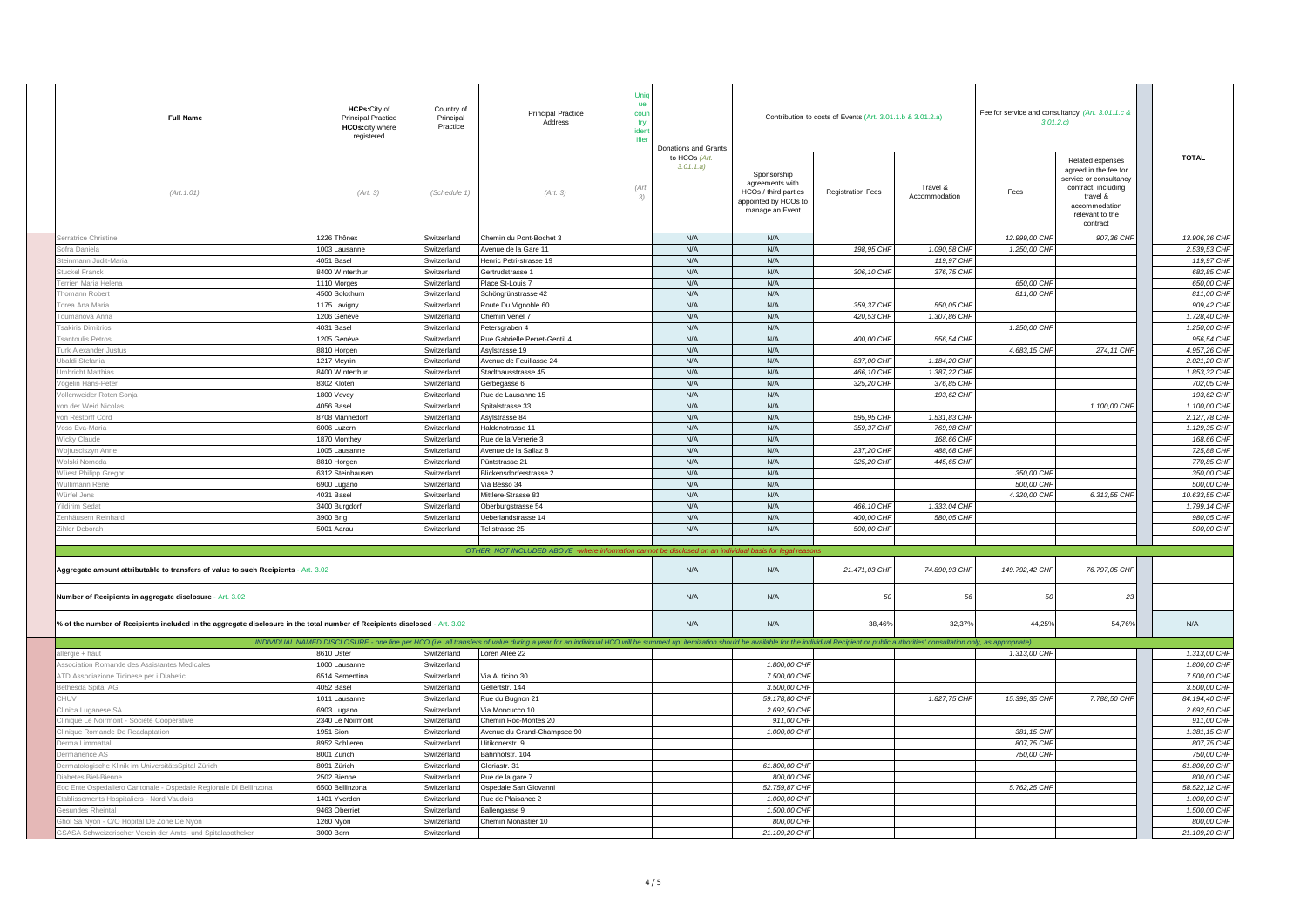| Full Name | HCPs: City of Principal Practice HCOs: city where registered | Country of Principal Practice | Principal Practice Address | Unique country identifier | Donations and Grants to HCOs (Art. 3.01.1.a) | Contribution to costs of Events (Art. 3.01.1.b & 3.01.2.a) | | | Fee for service and consultancy (Art. 3.01.1.c & 3.01.2.c) | | TOTAL |
|---|---|---|---|---|---|---|---|---|---|---|---|
| (Art. 1.01) | (Art. 3) | (Schedule 1) | (Art. 3) | (Art. 3) | | Sponsorship agreements with HCOs / third parties appointed by HCOs to manage an Event | Registration Fees | Travel & Accommodation | Fees | Related expenses agreed in the fee for service or consultancy contract, including travel & accommodation relevant to the contract | |
| Serratrice Christine | 1226 Thônex | Switzerland | Chemin du Pont-Bochet 3 | | N/A | N/A | | | 12.999,00 CHF | 907,36 CHF | 13.906,36 CHF |
| Sofra Daniela | 1003 Lausanne | Switzerland | Avenue de la Gare 11 | | N/A | N/A | 198,95 CHF | 1.090,58 CHF | 1.250,00 CHF | | 2.539,53 CHF |
| Steinmann Judit-Maria | 4051 Basel | Switzerland | Henric Petri-strasse 19 | | N/A | N/A | | 119,97 CHF | | | 119,97 CHF |
| Stuckel Franck | 8400 Winterthur | Switzerland | Gertrudstrasse 1 | | N/A | N/A | 306,10 CHF | 376,75 CHF | | | 682,85 CHF |
| Terrien Maria Helena | 1110 Morges | Switzerland | Place St-Louis 7 | | N/A | N/A | | | 650,00 CHF | | 650,00 CHF |
| Thomann Robert | 4500 Solothurn | Switzerland | Schöngrünstrasse 42 | | N/A | N/A | | | 811,00 CHF | | 811,00 CHF |
| Torea Ana Maria | 1175 Lavigny | Switzerland | Route Du Vignoble 60 | | N/A | N/A | 359,37 CHF | 550,05 CHF | | | 909,42 CHF |
| Toumanova Anna | 1206 Genève | Switzerland | Chemin Venel 7 | | N/A | N/A | 420,53 CHF | 1.307,86 CHF | | | 1.728,40 CHF |
| Tsakiris Dimitrios | 4031 Basel | Switzerland | Petersgraben 4 | | N/A | N/A | | | 1.250,00 CHF | | 1.250,00 CHF |
| Tsantoulis Petros | 1205 Genève | Switzerland | Rue Gabrielle Perret-Gentil 4 | | N/A | N/A | 400,00 CHF | 556,54 CHF | | | 956,54 CHF |
| Turk Alexander Justus | 8810 Horgen | Switzerland | Asylstrasse 19 | | N/A | N/A | | | 4.683,15 CHF | 274,11 CHF | 4.957,26 CHF |
| Ubaldi Stefania | 1217 Meyrin | Switzerland | Avenue de Feuillasse 24 | | N/A | N/A | 837,00 CHF | 1.184,20 CHF | | | 2.021,20 CHF |
| Umbricht Matthias | 8400 Winterthur | Switzerland | Stadthausstrasse 45 | | N/A | N/A | 466,10 CHF | 1.387,22 CHF | | | 1.853,32 CHF |
| Vögelin Hans-Peter | 8302 Kloten | Switzerland | Gerbegasse 6 | | N/A | N/A | 325,20 CHF | 376,85 CHF | | | 702,05 CHF |
| Vollenweider Roten Sonja | 1800 Vevey | Switzerland | Rue de Lausanne 15 | | N/A | N/A | | 193,62 CHF | | | 193,62 CHF |
| von der Weid Nicolas | 4056 Basel | Switzerland | Spitalstrasse 33 | | N/A | N/A | | | | 1.100,00 CHF | 1.100,00 CHF |
| von Restorff Cord | 8708 Männedorf | Switzerland | Asylstrasse 84 | | N/A | N/A | 595,95 CHF | 1.531,83 CHF | | | 2.127,78 CHF |
| Voss Eva-Maria | 6006 Luzern | Switzerland | Haldenstrasse 11 | | N/A | N/A | 359,37 CHF | 769,98 CHF | | | 1.129,35 CHF |
| Wicky Claude | 1870 Monthey | Switzerland | Rue de la Verrerie 3 | | N/A | N/A | | 168,66 CHF | | | 168,66 CHF |
| Wojtusciszyn Anne | 1005 Lausanne | Switzerland | Avenue de la Sallaz 8 | | N/A | N/A | 237,20 CHF | 488,68 CHF | | | 725,88 CHF |
| Wolski Nomeda | 8810 Horgen | Switzerland | Püntstrasse 21 | | N/A | N/A | 325,20 CHF | 445,65 CHF | | | 770,85 CHF |
| Wüest Philipp Gregor | 6312 Steinhausen | Switzerland | Blickensdorferstrasse 2 | | N/A | N/A | | | 350,00 CHF | | 350,00 CHF |
| Wullimann René | 6900 Lugano | Switzerland | Via Besso 34 | | N/A | N/A | | | 500,00 CHF | | 500,00 CHF |
| Würfel Jens | 4031 Basel | Switzerland | Mittlere-Strasse 83 | | N/A | N/A | | | 4.320,00 CHF | 6.313,55 CHF | 10.633,55 CHF |
| Yildirim Sedat | 3400 Burgdorf | Switzerland | Oberburgstrasse 54 | | N/A | N/A | 466,10 CHF | 1.333,04 CHF | | | 1.799,14 CHF |
| Zenhäusern Reinhard | 3900 Brig | Switzerland | Ueberlandstrasse 14 | | N/A | N/A | 400,00 CHF | 580,05 CHF | | | 980,05 CHF |
| Zihler Deborah | 5001 Aarau | Switzerland | Tellstrasse 25 | | N/A | N/A | 500,00 CHF | | | | 500,00 CHF |
| OTHER, NOT INCLUDED ABOVE -where information cannot be disclosed on an individual basis for legal reasons | | | | | | | | | | | |
| Aggregate amount attributable to transfers of value to such Recipients - Art. 3.02 | | | | | N/A | N/A | 21.471,03 CHF | 74.890,93 CHF | 149.792,42 CHF | 76.797,05 CHF | |
| Number of Recipients in aggregate disclosure - Art. 3.02 | | | | | N/A | N/A | 50 | 56 | 50 | 23 | |
| % of the number of Recipients included in the aggregate disclosure in the total number of Recipients disclosed - Art. 3.02 | | | | | N/A | N/A | 38,46% | 32,37% | 44,25% | 54,76% | N/A |
| INDIVIDUAL NAMED DISCLOSURE - one line per HCO (i.e. all transfers of value during a year for an individual HCO will be summed up: itemization should be available for the individual Recipient or public authorities' consultation only, as appropriate) | | | | | | | | | | | |
| allergie + haut | 8610 Uster | Switzerland | Loren Allee 22 | | | | | | 1.313,00 CHF | | 1.313,00 CHF |
| Association Romande des Assistantes Medicales | 1000 Lausanne | Switzerland | | | | 1.800,00 CHF | | | | | 1.800,00 CHF |
| ATD Associazione Ticinese per i Diabetici | 6514 Sementina | Switzerland | Via Al ticino 30 | | | 7.500,00 CHF | | | | | 7.500,00 CHF |
| Bethesda Spital AG | 4052 Basel | Switzerland | Gellertstr. 144 | | | 3.500,00 CHF | | | | | 3.500,00 CHF |
| CHUV | 1011 Lausanne | Switzerland | Rue du Bugnon 21 | | | 59.178,80 CHF | | 1.827,75 CHF | 15.399,35 CHF | 7.788,50 CHF | 84.194,40 CHF |
| Clinica Luganese SA | 6903 Lugano | Switzerland | Via Moncucco 10 | | | 2.692,50 CHF | | | | | 2.692,50 CHF |
| Clinique Le Noirmont - Société Coopérative | 2340 Le Noirmont | Switzerland | Chemin Roc-Montès 20 | | | 911,00 CHF | | | | | 911,00 CHF |
| Clinique Romande De Readaptation | 1951 Sion | Switzerland | Avenue du Grand-Champsec 90 | | | 1.000,00 CHF | | | 381,15 CHF | | 1.381,15 CHF |
| Derma Limmattal | 8952 Schlieren | Switzerland | Uitikonerstr. 9 | | | | | | 807,75 CHF | | 807,75 CHF |
| Dermanence AG | 8001 Zurich | Switzerland | Bahnhofstr. 104 | | | | | | 750,00 CHF | | 750,00 CHF |
| Dermatologische Klinik im UniversitätsSpital Zürich | 8091 Zürich | Switzerland | Gloriastr. 31 | | | 61.800,00 CHF | | | | | 61.800,00 CHF |
| Diabetes Biel-Bienne | 2502 Bienne | Switzerland | Rue de la gare 7 | | | 800,00 CHF | | | | | 800,00 CHF |
| Eoc Ente Ospedaliero Cantonale - Ospedale Regionale Di Bellinzona | 6500 Bellinzona | Switzerland | Ospedale San Giovanni | | | 52.759,87 CHF | | | 5.762,25 CHF | | 58.522,12 CHF |
| Etablissements Hospitaliers - Nord Vaudois | 1401 Yverdon | Switzerland | Rue de Plaisance 2 | | | 1.000,00 CHF | | | | | 1.000,00 CHF |
| Gesundes Rheintal | 9463 Oberriet | Switzerland | Ballengasse 9 | | | 1.500,00 CHF | | | | | 1.500,00 CHF |
| Ghol Sa Nyon - C/O Hôpital De Zone De Nyon | 1260 Nyon | Switzerland | Chemin Monastier 10 | | | 800,00 CHF | | | | | 800,00 CHF |
| GSASA Schweizerischer Verein der Amts- und Spitalapotheker | 3000 Bern | Switzerland | | | | 21.109,20 CHF | | | | | 21.109,20 CHF |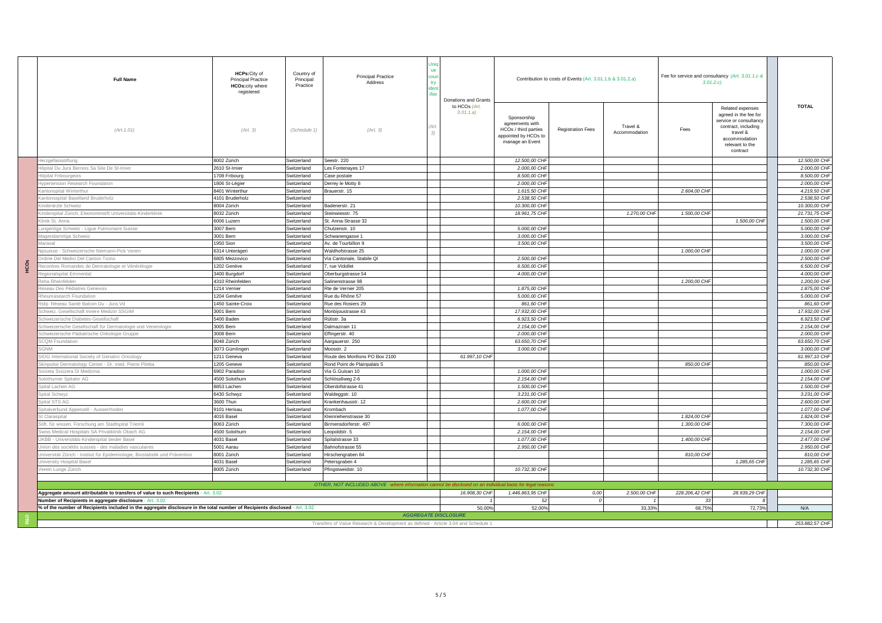| | Full Name | HCPs: City of Principal Practice HCOs: city where registered | Country of Principal Practice | Principal Practice Address | Unique country identifier | Donations and Grants to HCOs (Art. 3.01.1.a) | Contribution to costs of Events (Art. 3.01.1.b & 3.01.2.a) | | | Fee for service and consultancy (Art. 3.01.1.c & 3.01.2.c) | | TOTAL |
|---|---|---|---|---|---|---|---|---|---|---|---|---|
| | (Art. 1.01) | (Art. 3) | (Schedule 1) | (Art. 3) | (Art. 3) | | Sponsorship agreements with HCOs / third parties appointed by HCOs to manage an Event | Registration Fees | Travel & Accommodation | Fees | Related expenses agreed in the fee for service or consultancy contract, including travel & accommodation relevant to the contract | |
| HCOs | Herzgefässstiftung | 8002 Zürich | Switzerland | Seestr. 220 | | | 12.500,00 CHF | | | | | 12.500,00 CHF |
| HCOs | Hôpital Du Jura Bernois Sa Site De St-Imier | 2610 St-Imier | Switzerland | Les Fontenayes 17 | | | 2.000,00 CHF | | | | | 2.000,00 CHF |
| HCOs | Hôpital Fribourgeois | 1708 Fribourg | Switzerland | Case postale | | | 8.500,00 CHF | | | | | 8.500,00 CHF |
| HCOs | Hypertension Research Foundation | 1806 St-Légier | Switzerland | Derrey le Motty 8 | | | 2.000,00 CHF | | | | | 2.000,00 CHF |
| HCOs | Kantonspital Winterthur | 8401 Winterthur | Switzerland | Brauerstr. 15 | | | 1.615,50 CHF | | | 2.604,00 CHF | | 4.219,50 CHF |
| HCOs | Kantonsspital Baselland Bruderholz | 4101 Bruderholz | Switzerland | | | | 2.538,50 CHF | | | | | 2.538,50 CHF |
| HCOs | Kinderärzte Schweiz | 8004 Zürich | Switzerland | Badenerstr. 21 | | | 10.300,00 CHF | | | | | 10.300,00 CHF |
| HCOs | Kinderspital Zürich, Eleonorenstift Universitäts-Kinderklinik | 8032 Zürich | Switzerland | Steinwiesstr. 75 | | | 18.961,75 CHF | | 1.270,00 CHF | 1.500,00 CHF | | 21.731,75 CHF |
| HCOs | Klinik St. Anna | 6006 Luzern | Switzerland | St. Anna-Strasse 32 | | | | | | | 1.500,00 CHF | 1.500,00 CHF |
| HCOs | Lungenliga Schweiz - Ligue Pulmonaire Suisse | 3007 Bern | Switzerland | Chutzenstr. 10 | | | 5.000,00 CHF | | | | | 5.000,00 CHF |
| HCOs | Magendarmliga Schweiz | 3001 Bern | Switzerland | Schwanengasse 1 | | | 3.000,00 CHF | | | | | 3.000,00 CHF |
| HCOs | Maraval | 1950 Sion | Switzerland | Av. de Tourbillon 9 | | | 3.500,00 CHF | | | | | 3.500,00 CHF |
| HCOs | Npsuisse - Schweizerische Niemann-Pick Verein | 6314 Unterägeri | Switzerland | Waldhofstrasse 25 | | | | | | 1.000,00 CHF | | 1.000,00 CHF |
| HCOs | Ordine Del Medici Del Canton Ticino | 6805 Mezzovico | Switzerland | Via Cantonale, Stabile QI | | | 2.500,00 CHF | | | | | 2.500,00 CHF |
| HCOs | Recontres Romandes de Dermatologie et Vénérélogie | 1202 Genève | Switzerland | 7, rue Vidollet | | | 6.500,00 CHF | | | | | 6.500,00 CHF |
| HCOs | Regionalspital Emmental | 3400 Burgdorf | Switzerland | Oberburgstrasse 54 | | | 4.000,00 CHF | | | | | 4.000,00 CHF |
| HCOs | Reha Rheinfelden | 4310 Rheinfelden | Switzerland | Salinenstrasse 98 | | | | | | 1.200,00 CHF | | 1.200,00 CHF |
| HCOs | Réseau Des Pédiatres Genevois | 1214 Vernier | Switzerland | Rte de Vernier 205 | | | 1.875,00 CHF | | | | | 1.875,00 CHF |
| HCOs | Rheumasearch Foundation | 1204 Genève | Switzerland | Rue du Rhône 57 | | | 5.000,00 CHF | | | | | 5.000,00 CHF |
| HCOs | Rsbj- Réseau Santé Balcon Du - Jura.Vd | 1450 Sainte-Croix | Switzerland | Rue des Rosiers 29 | | | 861,60 CHF | | | | | 861,60 CHF |
| HCOs | Schweiz. Gesellschaft Innere Medizin SSGIM | 3001 Bern | Switzerland | Monbijoustrasse 43 | | | 17.932,00 CHF | | | | | 17.932,00 CHF |
| HCOs | Schweizerische Diabetes-Gesellschaft | 5400 Baden | Switzerland | Rütistr. 3a | | | 6.923,50 CHF | | | | | 6.923,50 CHF |
| HCOs | Schweizerische Gesellschaft für Dermatologie und Venerologie | 3005 Bern | Switzerland | Dalmazirain 11 | | | 2.154,00 CHF | | | | | 2.154,00 CHF |
| HCOs | Schweizerische Pädiatrische Onkologie Gruppe | 3008 Bern | Switzerland | Effingerstr. 40 | | | 2.000,00 CHF | | | | | 2.000,00 CHF |
| HCOs | SCQM Foundation | 8048 Zürich | Switzerland | Aargauerstr. 250 | | | 63.650,70 CHF | | | | | 63.650,70 CHF |
| HCOs | SGNM | 3073 Gümligen | Switzerland | Moosstr. 2 | | | 3.000,00 CHF | | | | | 3.000,00 CHF |
| HCOs | SIOG International Society of Geriatric Oncology | 1211 Geneva | Switzerland | Route des Morillons PO Box 2100 | | 61.997,10 CHF | | | | | | 61.997,10 CHF |
| HCOs | Skinpulse Dermatology Center - Dr. med. Pierre Piletta | 1205 Geneve | Switzerland | Rond Point de Plainpalais 5 | | | | | | 850,00 CHF | | 850,00 CHF |
| HCOs | Societa Svizzera Di Medicina | 6902 Paradiso | Switzerland | Via G.Guisan 10 | | | 1.000,00 CHF | | | | | 1.000,00 CHF |
| HCOs | Solothurner Spitaler AG | 4500 Solothurn | Switzerland | Schlösslіweg 2-6 | | | 2.154,00 CHF | | | | | 2.154,00 CHF |
| HCOs | Spital Lachen AG | 8853 Lachen | Switzerland | Oberdofstrasse 41 | | | 1.500,00 CHF | | | | | 1.500,00 CHF |
| HCOs | Spital Schwyz | 6430 Schwyz | Switzerland | Waldeggstr. 10 | | | 3.231,00 CHF | | | | | 3.231,00 CHF |
| HCOs | Spital STS AG | 3600 Thun | Switzerland | Krankenhausstr. 12 | | | 2.600,00 CHF | | | | | 2.600,00 CHF |
| HCOs | Spitalverbund Appenzell - Ausserrhoden | 9101 Herisau | Switzerland | Krombach | | | 1.077,00 CHF | | | | | 1.077,00 CHF |
| HCOs | St Claraspital | 4016 Basel | Switzerland | Kleinriehenstrasse 30 | | | | | | 1.824,00 CHF | | 1.824,00 CHF |
| HCOs | Stift. für wissen. Forschung am Stadtspital Triemli | 8063 Zürich | Switzerland | Birmensdorferstr. 497 | | | 6.000,00 CHF | | | 1.300,00 CHF | | 7.300,00 CHF |
| HCOs | Swiss Medical Hospitals SA Privatklinik Obach AG | 4500 Solothurn | Switzerland | Leopoldstr. 5 | | | 2.154,00 CHF | | | | | 2.154,00 CHF |
| HCOs | UKBB - Universitäts-Kinderspital beider Basel | 4031 Basel | Switzerland | Spitalstrasse 33 | | | 1.077,00 CHF | | | 1.400,00 CHF | | 2.477,00 CHF |
| HCOs | Union des sociétés suisses - des maladies vasculaires | 5001 Aarau | Switzerland | Bahnhofstrasse 55 | | | 2.950,00 CHF | | | | | 2.950,00 CHF |
| HCOs | Universität Zürich - Institut für Epidemiologie, Biostatistik und Prävention | 8001 Zürich | Switzerland | Hirschengraben 84 | | | | | | 810,00 CHF | | 810,00 CHF |
| HCOs | University Hospital Basel | 4031 Basel | Switzerland | Petersgraben 4 | | | | | | | 1.285,65 CHF | 1.285,65 CHF |
| HCOs | Verein Lunge Zürich | 8005 Zürich | Switzerland | Pfingstweidstr. 10 | | | 10.732,30 CHF | | | | | 10.732,30 CHF |
| | OTHER, NOT INCLUDED ABOVE - where information cannot be disclosed on an individual basis for legal reasons | | | | | | | | | | | |
| | Aggregate amount attributable to transfers of value to such Recipients - Art. 3.02 | | | | | 16.908,30 CHF | 1.446.863,95 CHF | 0,00 | 2.500,00 CHF | 228.206,42 CHF | 28.939,29 CHF | |
| | Number of Recipients in aggregate disclosure - Art. 3.02 | | | | | 1 | 52 | 0 | 1 | 33 | 8 | |
| | % of the number of Recipients included in the aggregate disclosure in the total number of Recipients disclosed - Art. 3.02 | | | | | 50,00% | 52,00% | | 33,33% | 68,75% | 72,73% | N/A |
| | AGGREGATE DISCLOSURE | | | | | | | | | | | |
| R&D | Transfers of Value Research & Development as defined - Article 3.04 and Schedule 1 | | | | | | | | | | | 253.882,57 CHF |